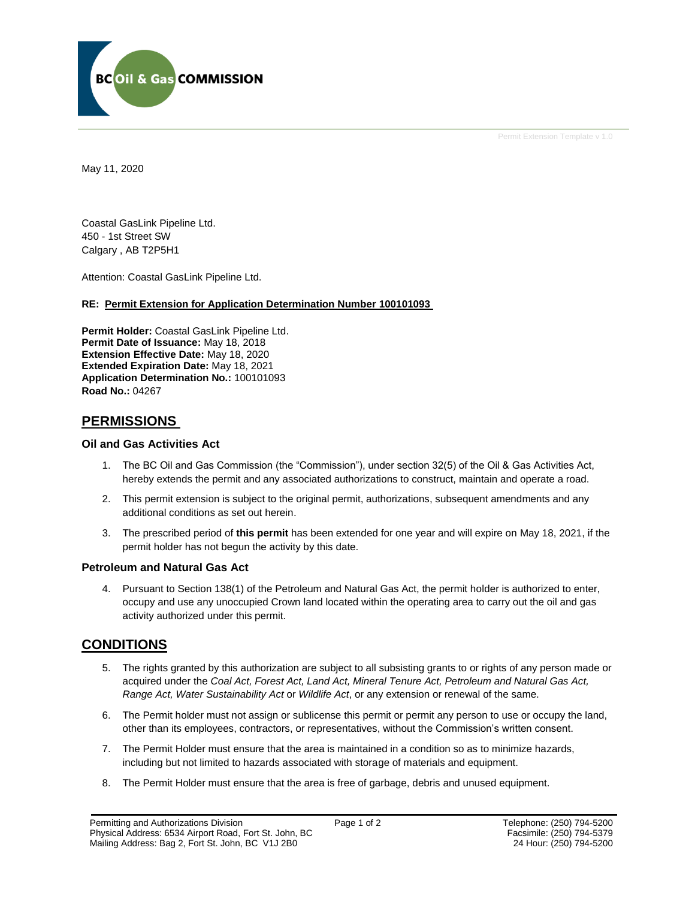BC Oil & Gas COMMISSION

Permit Extension Template v 1.0

May 11, 2020

Coastal GasLink Pipeline Ltd.
450 - 1st Street SW
Calgary , AB T2P5H1

Attention: Coastal GasLink Pipeline Ltd.

**RE: Permit Extension for Application Determination Number 100101093**

**Permit Holder:** Coastal GasLink Pipeline Ltd.
**Permit Date of Issuance:** May 18, 2018
**Extension Effective Date:** May 18, 2020
**Extended Expiration Date:** May 18, 2021
**Application Determination No.:** 100101093
**Road No.:** 04267

## PERMISSIONS

### Oil and Gas Activities Act

1. The BC Oil and Gas Commission (the "Commission"), under section 32(5) of the Oil & Gas Activities Act, hereby extends the permit and any associated authorizations to construct, maintain and operate a road.
2. This permit extension is subject to the original permit, authorizations, subsequent amendments and any additional conditions as set out herein.
3. The prescribed period of **this permit** has been extended for one year and will expire on May 18, 2021, if the permit holder has not begun the activity by this date.

### Petroleum and Natural Gas Act

4. Pursuant to Section 138(1) of the Petroleum and Natural Gas Act, the permit holder is authorized to enter, occupy and use any unoccupied Crown land located within the operating area to carry out the oil and gas activity authorized under this permit.

## CONDITIONS

5. The rights granted by this authorization are subject to all subsisting grants to or rights of any person made or acquired under the *Coal Act, Forest Act, Land Act, Mineral Tenure Act, Petroleum and Natural Gas Act, Range Act, Water Sustainability Act* or *Wildlife Act*, or any extension or renewal of the same.
6. The Permit holder must not assign or sublicense this permit or permit any person to use or occupy the land, other than its employees, contractors, or representatives, without the Commission's written consent.
7. The Permit Holder must ensure that the area is maintained in a condition so as to minimize hazards, including but not limited to hazards associated with storage of materials and equipment.
8. The Permit Holder must ensure that the area is free of garbage, debris and unused equipment.

Permitting and Authorizations Division
Physical Address: 6534 Airport Road, Fort St. John, BC
Mailing Address: Bag 2, Fort St. John, BC V1J 2B0

Telephone: (250) 794-5200
Facsimile: (250) 794-5379
24 Hour: (250) 794-5200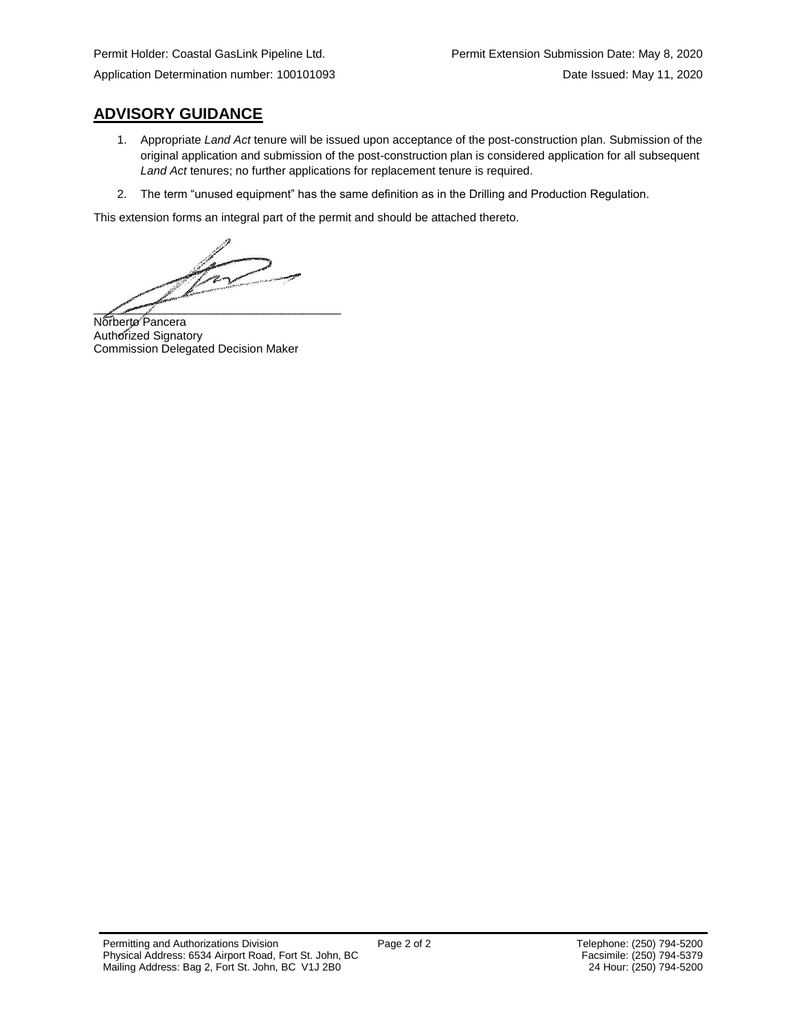Permit Holder: Coastal GasLink Pipeline Ltd.  
Application Determination number: 100101093

Permit Extension Submission Date: May 8, 2020  
Date Issued: May 11, 2020

## ADVISORY GUIDANCE

1. Appropriate *Land Act* tenure will be issued upon acceptance of the post-construction plan. Submission of the original application and submission of the post-construction plan is considered application for all subsequent *Land Act* tenures; no further applications for replacement tenure is required.
2. The term "unused equipment" has the same definition as in the Drilling and Production Regulation.

This extension forms an integral part of the permit and should be attached thereto.

______________________________________

Norberto Pancera  
Authorized Signatory  
Commission Delegated Decision Maker

Permitting and Authorizations Division  
Physical Address: 6534 Airport Road, Fort St. John, BC  
Mailing Address: Bag 2, Fort St. John, BC V1J 2B0

Telephone: (250) 794-5200  
Facsimile: (250) 794-5379  
24 Hour: (250) 794-5200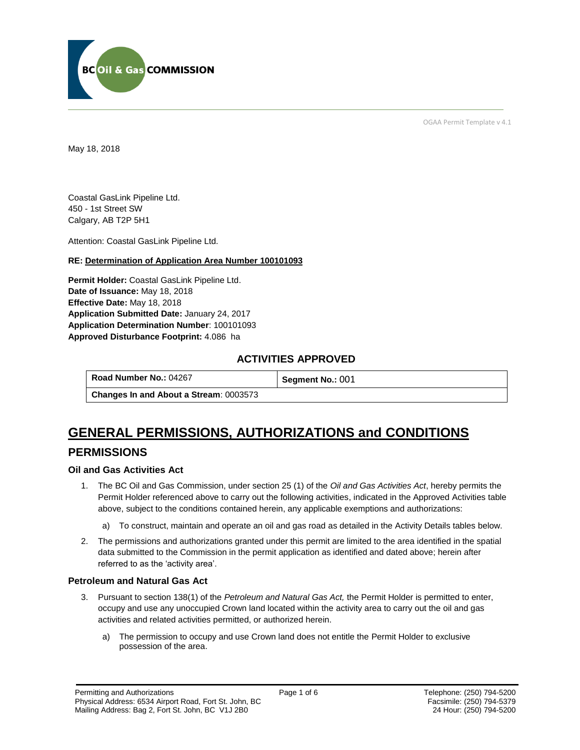BC Oil & Gas COMMISSION

OGAA Permit Template v 4.1

May 18, 2018

Coastal GasLink Pipeline Ltd.
450 - 1st Street SW
Calgary, AB T2P 5H1

Attention: Coastal GasLink Pipeline Ltd.

**RE: Determination of Application Area Number 100101093**

**Permit Holder:** Coastal GasLink Pipeline Ltd.
**Date of Issuance:** May 18, 2018
**Effective Date:** May 18, 2018
**Application Submitted Date:** January 24, 2017
**Application Determination Number**: 100101093
**Approved Disturbance Footprint:** 4.086 ha

### ACTIVITIES APPROVED

| **Road Number No.:** 04267 | **Segment No.:** 001 |
|---|---|
| **Changes In and About a Stream**: 0003573 | |

# GENERAL PERMISSIONS, AUTHORIZATIONS and CONDITIONS

## PERMISSIONS

### Oil and Gas Activities Act

1. The BC Oil and Gas Commission, under section 25 (1) of the *Oil and Gas Activities Act*, hereby permits the Permit Holder referenced above to carry out the following activities, indicated in the Approved Activities table above, subject to the conditions contained herein, any applicable exemptions and authorizations:

   a) To construct, maintain and operate an oil and gas road as detailed in the Activity Details tables below.

2. The permissions and authorizations granted under this permit are limited to the area identified in the spatial data submitted to the Commission in the permit application as identified and dated above; herein after referred to as the 'activity area'.

### Petroleum and Natural Gas Act

3. Pursuant to section 138(1) of the *Petroleum and Natural Gas Act,* the Permit Holder is permitted to enter, occupy and use any unoccupied Crown land located within the activity area to carry out the oil and gas activities and related activities permitted, or authorized herein.

   a) The permission to occupy and use Crown land does not entitle the Permit Holder to exclusive possession of the area.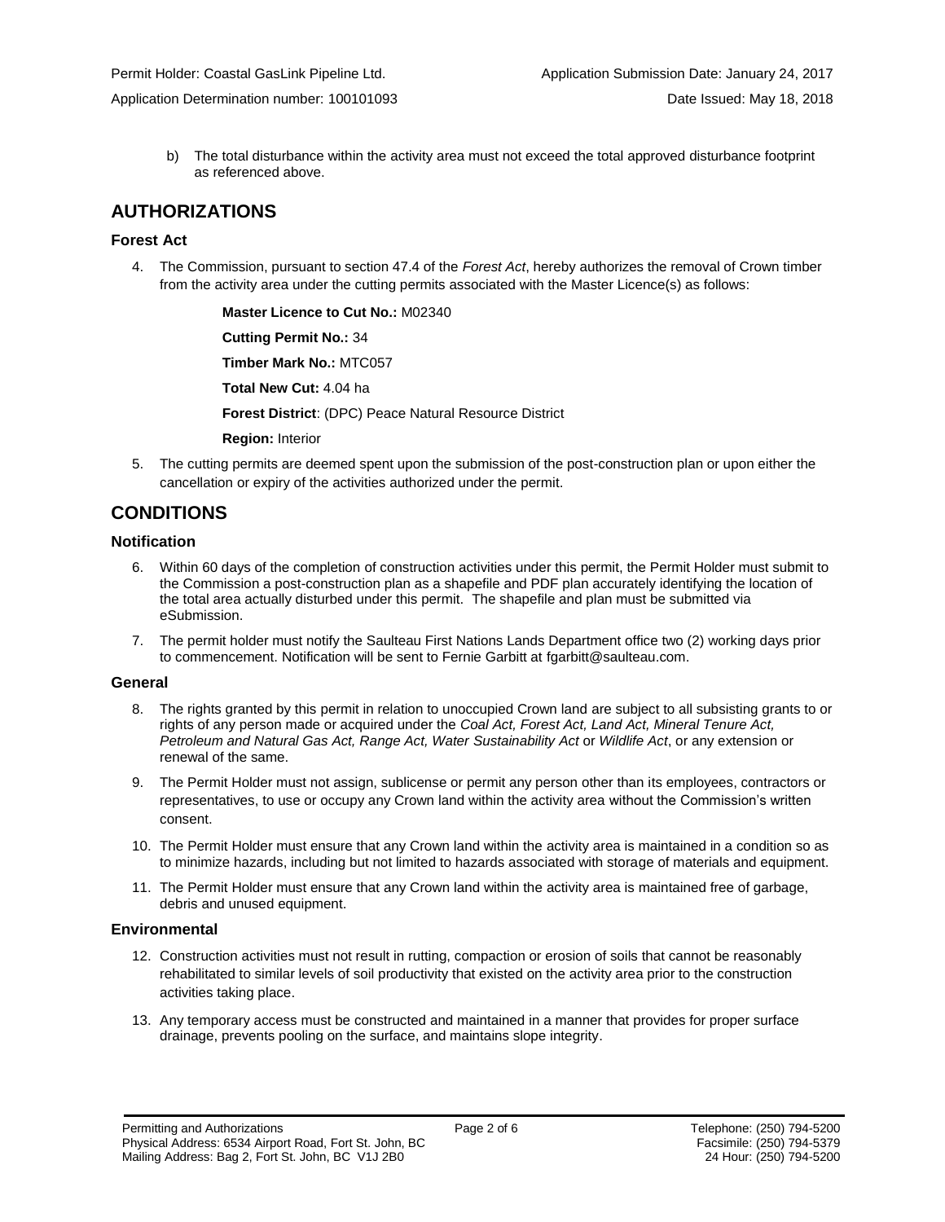b) The total disturbance within the activity area must not exceed the total approved disturbance footprint as referenced above.

## AUTHORIZATIONS

### Forest Act

4. The Commission, pursuant to section 47.4 of the *Forest Act*, hereby authorizes the removal of Crown timber from the activity area under the cutting permits associated with the Master Licence(s) as follows:

   **Master Licence to Cut No.:** M02340

   **Cutting Permit No.:** 34

   **Timber Mark No.:** MTC057

   **Total New Cut:** 4.04 ha

   **Forest District**: (DPC) Peace Natural Resource District

   **Region:** Interior

5. The cutting permits are deemed spent upon the submission of the post-construction plan or upon either the cancellation or expiry of the activities authorized under the permit.

## CONDITIONS

### Notification

6. Within 60 days of the completion of construction activities under this permit, the Permit Holder must submit to the Commission a post-construction plan as a shapefile and PDF plan accurately identifying the location of the total area actually disturbed under this permit. The shapefile and plan must be submitted via eSubmission.

7. The permit holder must notify the Saulteau First Nations Lands Department office two (2) working days prior to commencement. Notification will be sent to Fernie Garbitt at fgarbitt@saulteau.com.

### General

8. The rights granted by this permit in relation to unoccupied Crown land are subject to all subsisting grants to or rights of any person made or acquired under the *Coal Act, Forest Act, Land Act, Mineral Tenure Act, Petroleum and Natural Gas Act, Range Act, Water Sustainability Act* or *Wildlife Act*, or any extension or renewal of the same.

9. The Permit Holder must not assign, sublicense or permit any person other than its employees, contractors or representatives, to use or occupy any Crown land within the activity area without the Commission's written consent.

10. The Permit Holder must ensure that any Crown land within the activity area is maintained in a condition so as to minimize hazards, including but not limited to hazards associated with storage of materials and equipment.

11. The Permit Holder must ensure that any Crown land within the activity area is maintained free of garbage, debris and unused equipment.

### Environmental

12. Construction activities must not result in rutting, compaction or erosion of soils that cannot be reasonably rehabilitated to similar levels of soil productivity that existed on the activity area prior to the construction activities taking place.

13. Any temporary access must be constructed and maintained in a manner that provides for proper surface drainage, prevents pooling on the surface, and maintains slope integrity.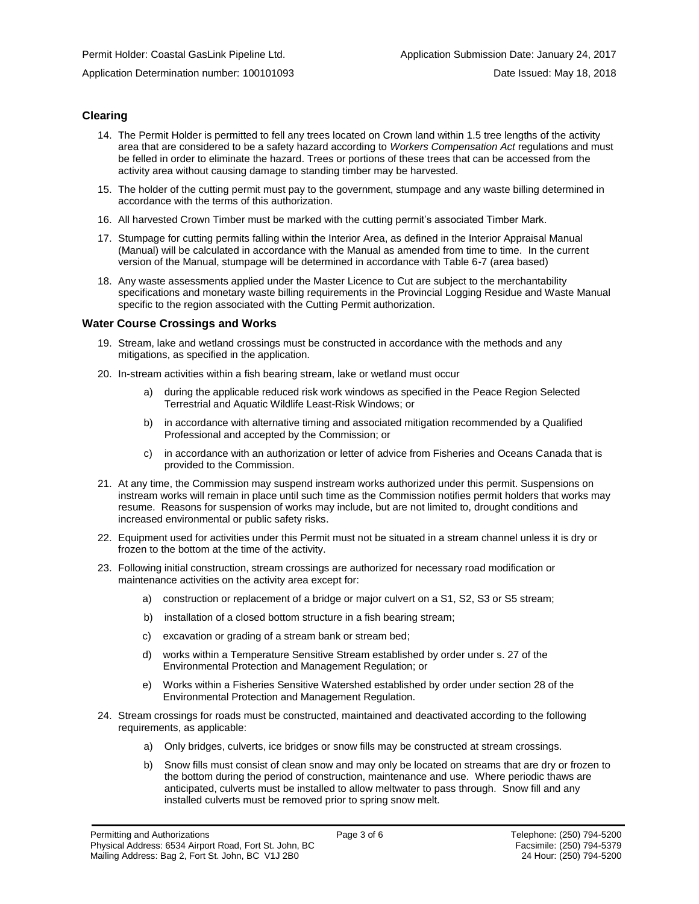## Clearing

14. The Permit Holder is permitted to fell any trees located on Crown land within 1.5 tree lengths of the activity area that are considered to be a safety hazard according to *Workers Compensation Act* regulations and must be felled in order to eliminate the hazard. Trees or portions of these trees that can be accessed from the activity area without causing damage to standing timber may be harvested.
15. The holder of the cutting permit must pay to the government, stumpage and any waste billing determined in accordance with the terms of this authorization.
16. All harvested Crown Timber must be marked with the cutting permit's associated Timber Mark.
17. Stumpage for cutting permits falling within the Interior Area, as defined in the Interior Appraisal Manual (Manual) will be calculated in accordance with the Manual as amended from time to time. In the current version of the Manual, stumpage will be determined in accordance with Table 6-7 (area based)
18. Any waste assessments applied under the Master Licence to Cut are subject to the merchantability specifications and monetary waste billing requirements in the Provincial Logging Residue and Waste Manual specific to the region associated with the Cutting Permit authorization.

## Water Course Crossings and Works

19. Stream, lake and wetland crossings must be constructed in accordance with the methods and any mitigations, as specified in the application.
20. In-stream activities within a fish bearing stream, lake or wetland must occur
    a) during the applicable reduced risk work windows as specified in the Peace Region Selected Terrestrial and Aquatic Wildlife Least-Risk Windows; or
    b) in accordance with alternative timing and associated mitigation recommended by a Qualified Professional and accepted by the Commission; or
    c) in accordance with an authorization or letter of advice from Fisheries and Oceans Canada that is provided to the Commission.
21. At any time, the Commission may suspend instream works authorized under this permit. Suspensions on instream works will remain in place until such time as the Commission notifies permit holders that works may resume. Reasons for suspension of works may include, but are not limited to, drought conditions and increased environmental or public safety risks.
22. Equipment used for activities under this Permit must not be situated in a stream channel unless it is dry or frozen to the bottom at the time of the activity.
23. Following initial construction, stream crossings are authorized for necessary road modification or maintenance activities on the activity area except for:
    a) construction or replacement of a bridge or major culvert on a S1, S2, S3 or S5 stream;
    b) installation of a closed bottom structure in a fish bearing stream;
    c) excavation or grading of a stream bank or stream bed;
    d) works within a Temperature Sensitive Stream established by order under s. 27 of the Environmental Protection and Management Regulation; or
    e) Works within a Fisheries Sensitive Watershed established by order under section 28 of the Environmental Protection and Management Regulation.
24. Stream crossings for roads must be constructed, maintained and deactivated according to the following requirements, as applicable:
    a) Only bridges, culverts, ice bridges or snow fills may be constructed at stream crossings.
    b) Snow fills must consist of clean snow and may only be located on streams that are dry or frozen to the bottom during the period of construction, maintenance and use. Where periodic thaws are anticipated, culverts must be installed to allow meltwater to pass through. Snow fill and any installed culverts must be removed prior to spring snow melt.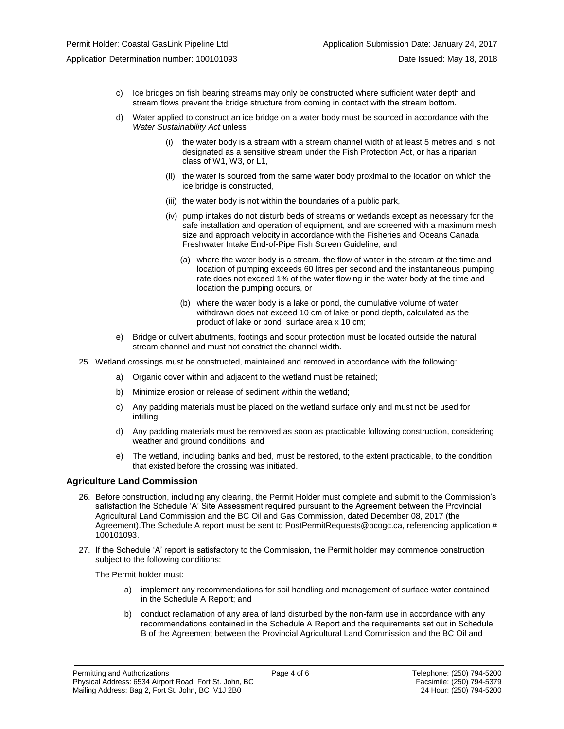c) Ice bridges on fish bearing streams may only be constructed where sufficient water depth and stream flows prevent the bridge structure from coming in contact with the stream bottom.

d) Water applied to construct an ice bridge on a water body must be sourced in accordance with the *Water Sustainability Act* unless

(i) the water body is a stream with a stream channel width of at least 5 metres and is not designated as a sensitive stream under the Fish Protection Act, or has a riparian class of W1, W3, or L1,

(ii) the water is sourced from the same water body proximal to the location on which the ice bridge is constructed,

(iii) the water body is not within the boundaries of a public park,

(iv) pump intakes do not disturb beds of streams or wetlands except as necessary for the safe installation and operation of equipment, and are screened with a maximum mesh size and approach velocity in accordance with the Fisheries and Oceans Canada Freshwater Intake End-of-Pipe Fish Screen Guideline, and

(a) where the water body is a stream, the flow of water in the stream at the time and location of pumping exceeds 60 litres per second and the instantaneous pumping rate does not exceed 1% of the water flowing in the water body at the time and location the pumping occurs, or

(b) where the water body is a lake or pond, the cumulative volume of water withdrawn does not exceed 10 cm of lake or pond depth, calculated as the product of lake or pond surface area x 10 cm;

e) Bridge or culvert abutments, footings and scour protection must be located outside the natural stream channel and must not constrict the channel width.

25. Wetland crossings must be constructed, maintained and removed in accordance with the following:

a) Organic cover within and adjacent to the wetland must be retained;

b) Minimize erosion or release of sediment within the wetland;

c) Any padding materials must be placed on the wetland surface only and must not be used for infilling;

d) Any padding materials must be removed as soon as practicable following construction, considering weather and ground conditions; and

e) The wetland, including banks and bed, must be restored, to the extent practicable, to the condition that existed before the crossing was initiated.

### Agriculture Land Commission

26. Before construction, including any clearing, the Permit Holder must complete and submit to the Commission's satisfaction the Schedule 'A' Site Assessment required pursuant to the Agreement between the Provincial Agricultural Land Commission and the BC Oil and Gas Commission, dated December 08, 2017 (the Agreement).The Schedule A report must be sent to PostPermitRequests@bcogc.ca, referencing application # 100101093.

27. If the Schedule 'A' report is satisfactory to the Commission, the Permit holder may commence construction subject to the following conditions:

The Permit holder must:

a) implement any recommendations for soil handling and management of surface water contained in the Schedule A Report; and

b) conduct reclamation of any area of land disturbed by the non-farm use in accordance with any recommendations contained in the Schedule A Report and the requirements set out in Schedule B of the Agreement between the Provincial Agricultural Land Commission and the BC Oil and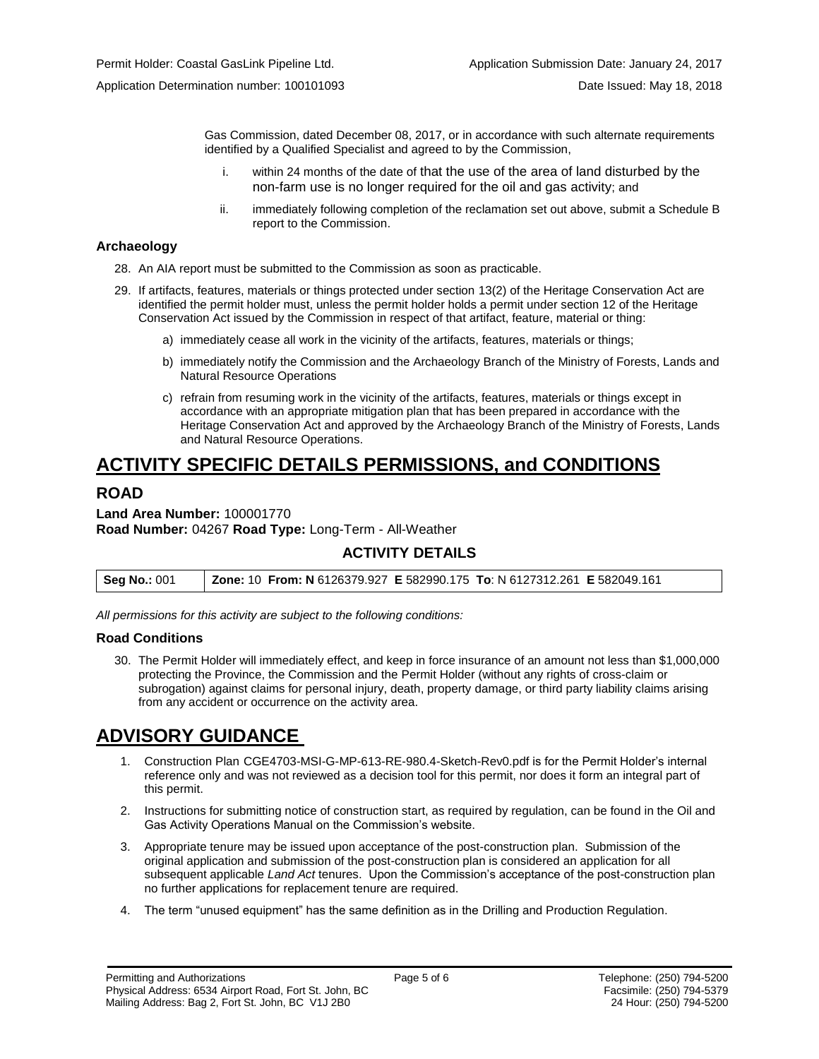Gas Commission, dated December 08, 2017, or in accordance with such alternate requirements identified by a Qualified Specialist and agreed to by the Commission,

i. within 24 months of the date of that the use of the area of land disturbed by the non-farm use is no longer required for the oil and gas activity; and

ii. immediately following completion of the reclamation set out above, submit a Schedule B report to the Commission.

### Archaeology

28. An AIA report must be submitted to the Commission as soon as practicable.

29. If artifacts, features, materials or things protected under section 13(2) of the Heritage Conservation Act are identified the permit holder must, unless the permit holder holds a permit under section 12 of the Heritage Conservation Act issued by the Commission in respect of that artifact, feature, material or thing:

   a) immediately cease all work in the vicinity of the artifacts, features, materials or things;

   b) immediately notify the Commission and the Archaeology Branch of the Ministry of Forests, Lands and Natural Resource Operations

   c) refrain from resuming work in the vicinity of the artifacts, features, materials or things except in accordance with an appropriate mitigation plan that has been prepared in accordance with the Heritage Conservation Act and approved by the Archaeology Branch of the Ministry of Forests, Lands and Natural Resource Operations.

# ACTIVITY SPECIFIC DETAILS PERMISSIONS, and CONDITIONS

## ROAD

**Land Area Number:** 100001770
**Road Number:** 04267 **Road Type:** Long-Term - All-Weather

### ACTIVITY DETAILS

| **Seg No.:** 001 | **Zone:** 10 **From: N** 6126379.927 **E** 582990.175 **To**: N 6127312.261 **E** 582049.161 |
|---|---|

*All permissions for this activity are subject to the following conditions:*

### Road Conditions

30. The Permit Holder will immediately effect, and keep in force insurance of an amount not less than $1,000,000 protecting the Province, the Commission and the Permit Holder (without any rights of cross-claim or subrogation) against claims for personal injury, death, property damage, or third party liability claims arising from any accident or occurrence on the activity area.

# ADVISORY GUIDANCE

1. Construction Plan CGE4703-MSI-G-MP-613-RE-980.4-Sketch-Rev0.pdf is for the Permit Holder's internal reference only and was not reviewed as a decision tool for this permit, nor does it form an integral part of this permit.
2. Instructions for submitting notice of construction start, as required by regulation, can be found in the Oil and Gas Activity Operations Manual on the Commission's website.
3. Appropriate tenure may be issued upon acceptance of the post-construction plan. Submission of the original application and submission of the post-construction plan is considered an application for all subsequent applicable *Land Act* tenures. Upon the Commission's acceptance of the post-construction plan no further applications for replacement tenure are required.
4. The term "unused equipment" has the same definition as in the Drilling and Production Regulation.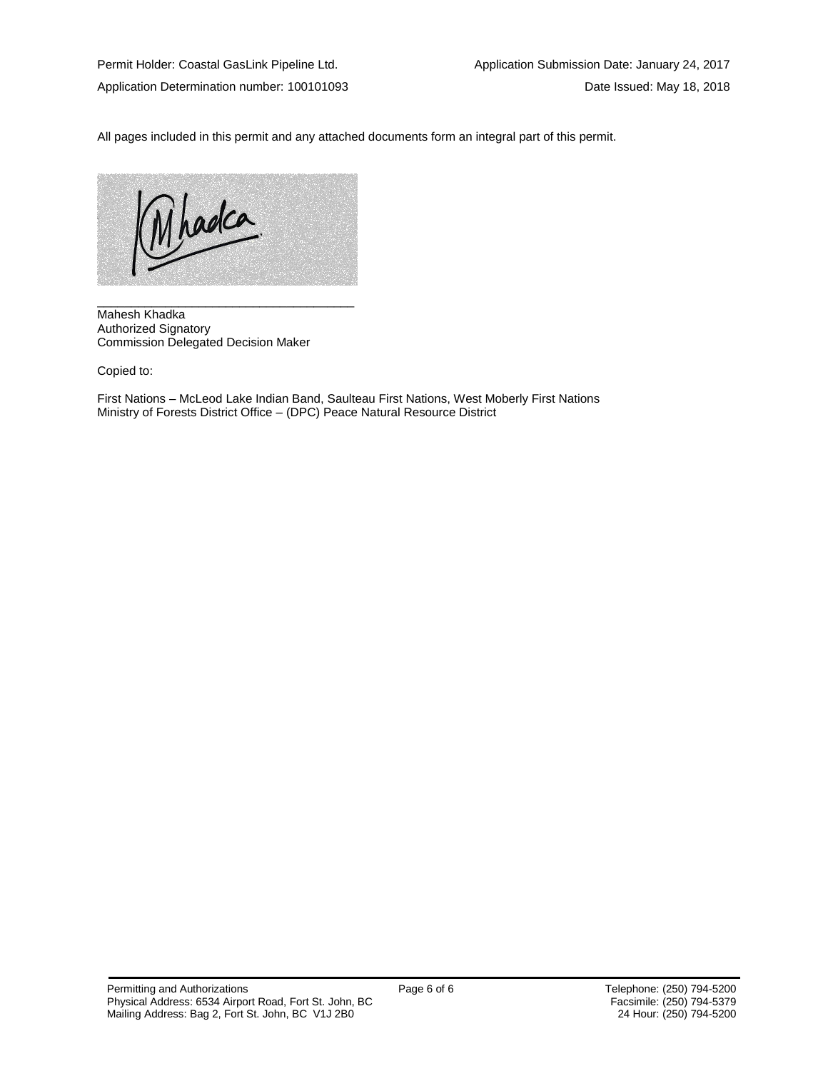Permit Holder: Coastal GasLink Pipeline Ltd.

Application Submission Date: January 24, 2017

Application Determination number: 100101093

Date Issued: May 18, 2018

All pages included in this permit and any attached documents form an integral part of this permit.

_______________________________________

Mahesh Khadka
Authorized Signatory
Commission Delegated Decision Maker

Copied to:

First Nations – McLeod Lake Indian Band, Saulteau First Nations, West Moberly First Nations
Ministry of Forests District Office – (DPC) Peace Natural Resource District